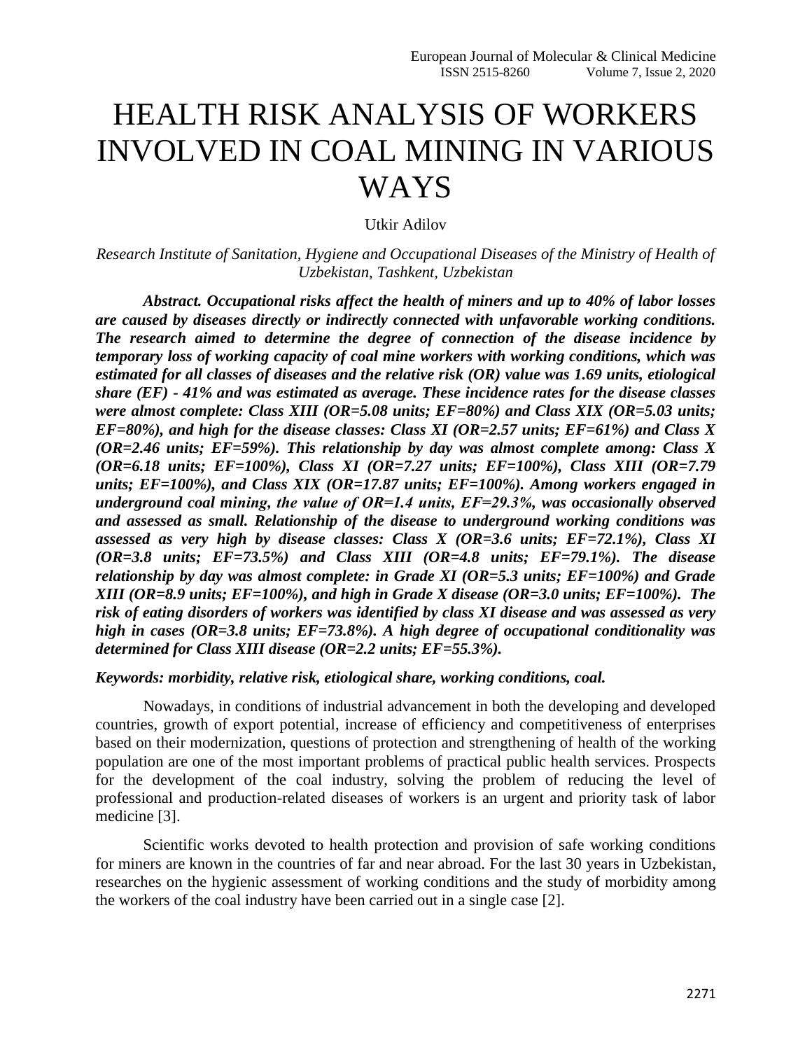# HEALTH RISK ANALYSIS OF WORKERS INVOLVED IN COAL MINING IN VARIOUS WAYS

Utkir Adilov

*Research Institute of Sanitation, Hygiene and Occupational Diseases of the Ministry of Health of Uzbekistan, Tashkent, Uzbekistan*

***Abstract. Occupational risks affect the health of miners and up to 40% of labor losses are caused by diseases directly or indirectly connected with unfavorable working conditions. The research aimed to determine the degree of connection of the disease incidence by temporary loss of working capacity of coal mine workers with working conditions, which was estimated for all classes of diseases and the relative risk (OR) value was 1.69 units, etiological share (EF) - 41% and was estimated as average. These incidence rates for the disease classes were almost complete: Class XIII (OR=5.08 units; EF=80%) and Class XIX (OR=5.03 units; EF=80%), and high for the disease classes: Class XI (OR=2.57 units; EF=61%) and Class X (OR=2.46 units; EF=59%). This relationship by day was almost complete among: Class X (OR=6.18 units; EF=100%), Class XI (OR=7.27 units; EF=100%), Class XIII (OR=7.79 units; EF=100%), and Class XIX (OR=17.87 units; EF=100%). Among workers engaged in underground coal mining, the value of OR=1.4 units, EF=29.3%, was occasionally observed and assessed as small. Relationship of the disease to underground working conditions was assessed as very high by disease classes: Class X (OR=3.6 units; EF=72.1%), Class XI (OR=3.8 units; EF=73.5%) and Class XIII (OR=4.8 units; EF=79.1%). The disease relationship by day was almost complete: in Grade XI (OR=5.3 units; EF=100%) and Grade XIII (OR=8.9 units; EF=100%), and high in Grade X disease (OR=3.0 units; EF=100%). The risk of eating disorders of workers was identified by class XI disease and was assessed as very high in cases (OR=3.8 units; EF=73.8%). A high degree of occupational conditionality was determined for Class XIII disease (OR=2.2 units; EF=55.3%).***

***Keywords: morbidity, relative risk, etiological share, working conditions, coal.***

Nowadays, in conditions of industrial advancement in both the developing and developed countries, growth of export potential, increase of efficiency and competitiveness of enterprises based on their modernization, questions of protection and strengthening of health of the working population are one of the most important problems of practical public health services. Prospects for the development of the coal industry, solving the problem of reducing the level of professional and production-related diseases of workers is an urgent and priority task of labor medicine [3].

Scientific works devoted to health protection and provision of safe working conditions for miners are known in the countries of far and near abroad. For the last 30 years in Uzbekistan, researches on the hygienic assessment of working conditions and the study of morbidity among the workers of the coal industry have been carried out in a single case [2].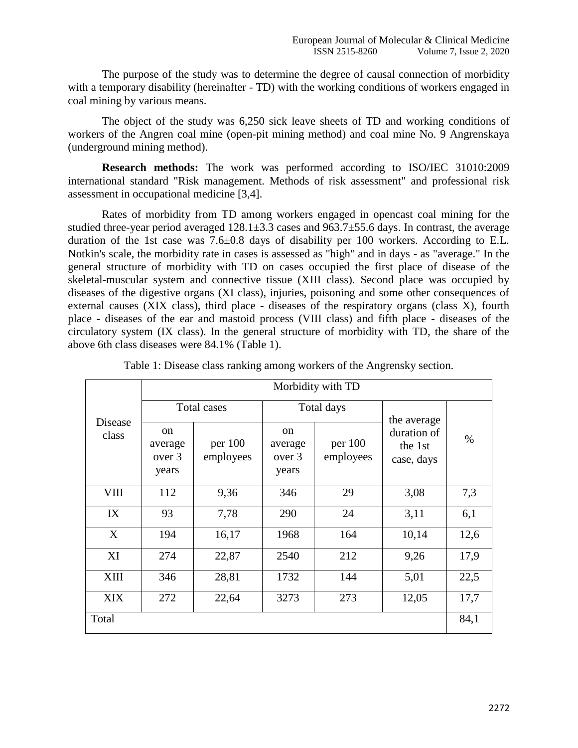The purpose of the study was to determine the degree of causal connection of morbidity with a temporary disability (hereinafter - TD) with the working conditions of workers engaged in coal mining by various means.

The object of the study was 6,250 sick leave sheets of TD and working conditions of workers of the Angren coal mine (open-pit mining method) and coal mine No. 9 Angrenskaya (underground mining method).

**Research methods:** The work was performed according to ISO/IEC 31010:2009 international standard "Risk management. Methods of risk assessment" and professional risk assessment in occupational medicine [3,4].

Rates of morbidity from TD among workers engaged in opencast coal mining for the studied three-year period averaged 128.1±3.3 cases and 963.7±55.6 days. In contrast, the average duration of the 1st case was 7.6±0.8 days of disability per 100 workers. According to E.L. Notkin's scale, the morbidity rate in cases is assessed as "high" and in days - as "average." In the general structure of morbidity with TD on cases occupied the first place of disease of the skeletal-muscular system and connective tissue (XIII class). Second place was occupied by diseases of the digestive organs (XI class), injuries, poisoning and some other consequences of external causes (XIX class), third place - diseases of the respiratory organs (class X), fourth place - diseases of the ear and mastoid process (VIII class) and fifth place - diseases of the circulatory system (IX class). In the general structure of morbidity with TD, the share of the above 6th class diseases were 84.1% (Table 1).

Table 1: Disease class ranking among workers of the Angrensky section.

| Disease class | Morbidity with TD | | | | | |
|---|---|---|---|---|---|---|
| | Total cases | | Total days | | the average duration of the 1st case, days | % |
| | on average over 3 years | per 100 employees | on average over 3 years | per 100 employees | | |
| VIII | 112 | 9,36 | 346 | 29 | 3,08 | 7,3 |
| IX | 93 | 7,78 | 290 | 24 | 3,11 | 6,1 |
| X | 194 | 16,17 | 1968 | 164 | 10,14 | 12,6 |
| XI | 274 | 22,87 | 2540 | 212 | 9,26 | 17,9 |
| XIII | 346 | 28,81 | 1732 | 144 | 5,01 | 22,5 |
| XIX | 272 | 22,64 | 3273 | 273 | 12,05 | 17,7 |
| Total | | | | | | 84,1 |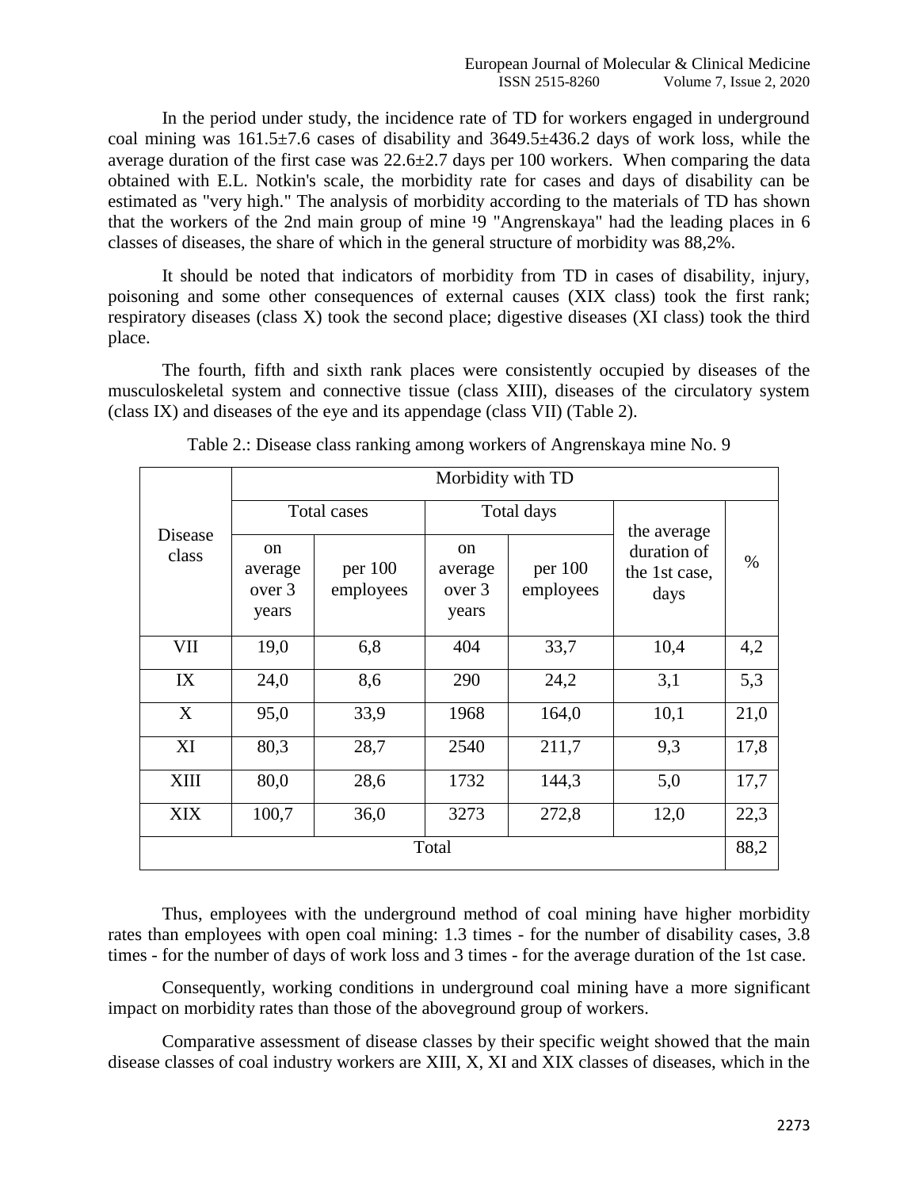In the period under study, the incidence rate of TD for workers engaged in underground coal mining was 161.5±7.6 cases of disability and 3649.5±436.2 days of work loss, while the average duration of the first case was 22.6±2.7 days per 100 workers. When comparing the data obtained with E.L. Notkin's scale, the morbidity rate for cases and days of disability can be estimated as "very high." The analysis of morbidity according to the materials of TD has shown that the workers of the 2nd main group of mine №9 "Angrenskaya" had the leading places in 6 classes of diseases, the share of which in the general structure of morbidity was 88,2%.

It should be noted that indicators of morbidity from TD in cases of disability, injury, poisoning and some other consequences of external causes (XIX class) took the first rank; respiratory diseases (class X) took the second place; digestive diseases (XI class) took the third place.

The fourth, fifth and sixth rank places were consistently occupied by diseases of the musculoskeletal system and connective tissue (class XIII), diseases of the circulatory system (class IX) and diseases of the eye and its appendage (class VII) (Table 2).

Table 2.: Disease class ranking among workers of Angrenskaya mine No. 9

| Disease class | Morbidity with TD | | | | | |
|---|---|---|---|---|---|---|
| | Total cases | | Total days | | the average duration of the 1st case, days | % |
| | on average over 3 years | per 100 employees | on average over 3 years | per 100 employees | | |
| VII | 19,0 | 6,8 | 404 | 33,7 | 10,4 | 4,2 |
| IX | 24,0 | 8,6 | 290 | 24,2 | 3,1 | 5,3 |
| X | 95,0 | 33,9 | 1968 | 164,0 | 10,1 | 21,0 |
| XI | 80,3 | 28,7 | 2540 | 211,7 | 9,3 | 17,8 |
| XIII | 80,0 | 28,6 | 1732 | 144,3 | 5,0 | 17,7 |
| XIX | 100,7 | 36,0 | 3273 | 272,8 | 12,0 | 22,3 |
| Total | | | | | | 88,2 |

Thus, employees with the underground method of coal mining have higher morbidity rates than employees with open coal mining: 1.3 times - for the number of disability cases, 3.8 times - for the number of days of work loss and 3 times - for the average duration of the 1st case.

Consequently, working conditions in underground coal mining have a more significant impact on morbidity rates than those of the aboveground group of workers.

Comparative assessment of disease classes by their specific weight showed that the main disease classes of coal industry workers are XIII, X, XI and XIX classes of diseases, which in the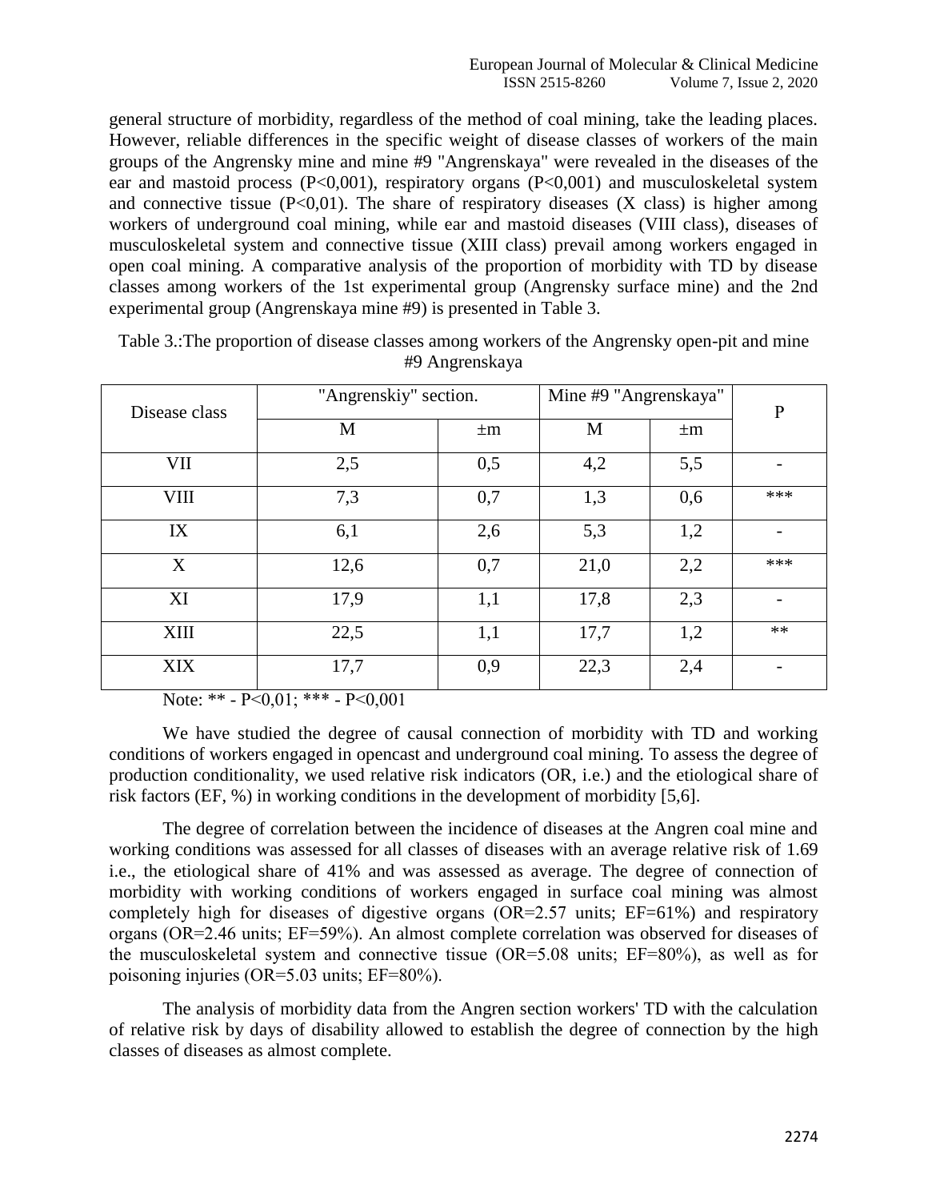general structure of morbidity, regardless of the method of coal mining, take the leading places. However, reliable differences in the specific weight of disease classes of workers of the main groups of the Angrensky mine and mine #9 "Angrenskaya" were revealed in the diseases of the ear and mastoid process ($P<0{,}001$), respiratory organs ($P<0{,}001$) and musculoskeletal system and connective tissue ($P<0{,}01$). The share of respiratory diseases (X class) is higher among workers of underground coal mining, while ear and mastoid diseases (VIII class), diseases of musculoskeletal system and connective tissue (XIII class) prevail among workers engaged in open coal mining. A comparative analysis of the proportion of morbidity with TD by disease classes among workers of the 1st experimental group (Angrensky surface mine) and the 2nd experimental group (Angrenskaya mine #9) is presented in Table 3.

Table 3.:The proportion of disease classes among workers of the Angrensky open-pit and mine #9 Angrenskaya

| Disease class | "Angrenskiy" section. | | Mine #9 "Angrenskaya" | | P |
|---|---|---|---|---|---|
| | M | ±m | M | ±m | |
| VII | 2,5 | 0,5 | 4,2 | 5,5 | - |
| VIII | 7,3 | 0,7 | 1,3 | 0,6 | *** |
| IX | 6,1 | 2,6 | 5,3 | 1,2 | - |
| X | 12,6 | 0,7 | 21,0 | 2,2 | *** |
| XI | 17,9 | 1,1 | 17,8 | 2,3 | - |
| XIII | 22,5 | 1,1 | 17,7 | 1,2 | ** |
| XIX | 17,7 | 0,9 | 22,3 | 2,4 | - |

Note: ** - $P<0{,}01$; *** - $P<0{,}001$

We have studied the degree of causal connection of morbidity with TD and working conditions of workers engaged in opencast and underground coal mining. To assess the degree of production conditionality, we used relative risk indicators (OR, i.e.) and the etiological share of risk factors (EF, %) in working conditions in the development of morbidity [5,6].

The degree of correlation between the incidence of diseases at the Angren coal mine and working conditions was assessed for all classes of diseases with an average relative risk of 1.69 i.e., the etiological share of 41% and was assessed as average. The degree of connection of morbidity with working conditions of workers engaged in surface coal mining was almost completely high for diseases of digestive organs (OR=2.57 units; EF=61%) and respiratory organs (OR=2.46 units; EF=59%). An almost complete correlation was observed for diseases of the musculoskeletal system and connective tissue (OR=5.08 units; EF=80%), as well as for poisoning injuries (OR=5.03 units; EF=80%).

The analysis of morbidity data from the Angren section workers' TD with the calculation of relative risk by days of disability allowed to establish the degree of connection by the high classes of diseases as almost complete.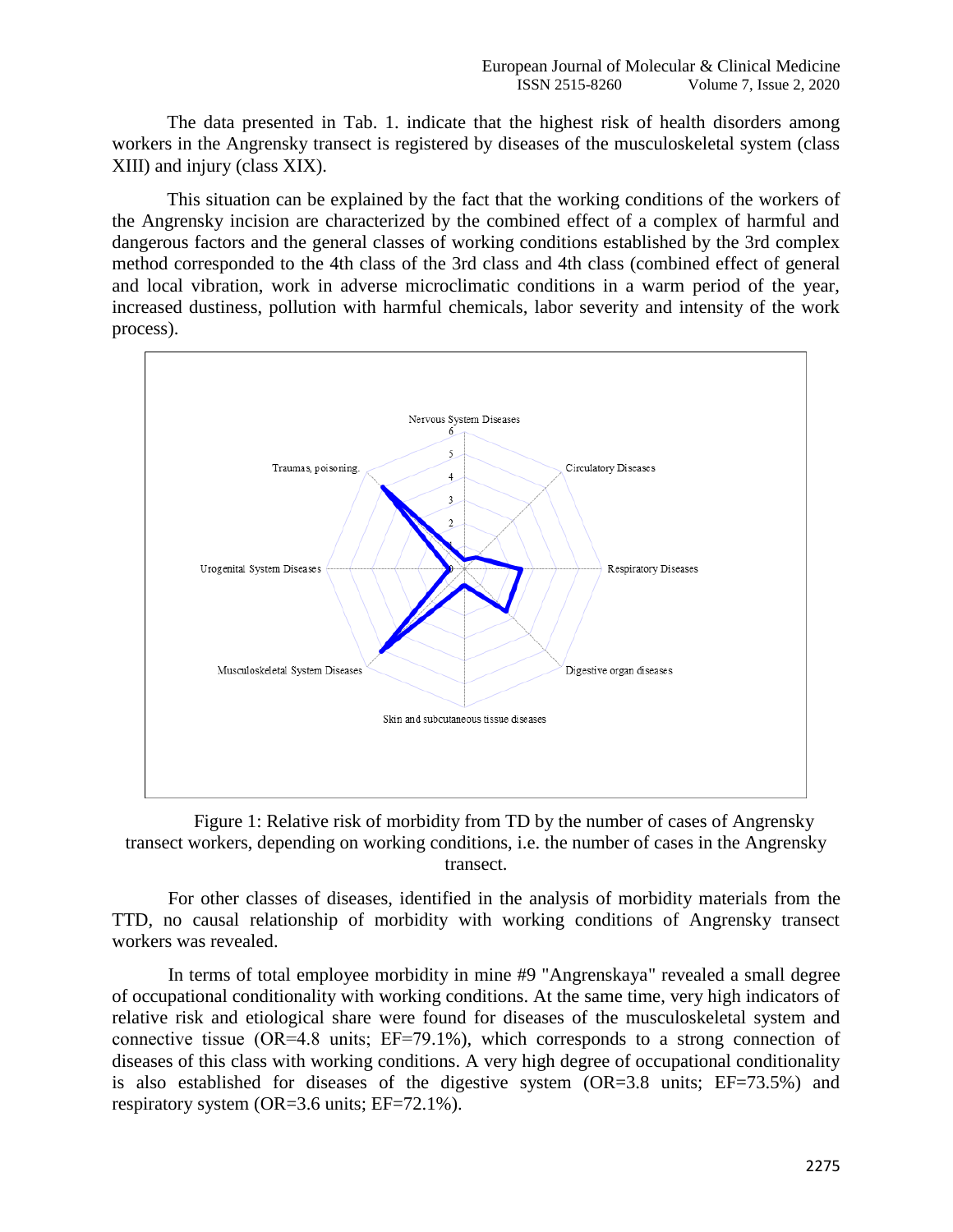The data presented in Tab. 1. indicate that the highest risk of health disorders among workers in the Angrensky transect is registered by diseases of the musculoskeletal system (class XIII) and injury (class XIX).

This situation can be explained by the fact that the working conditions of the workers of the Angrensky incision are characterized by the combined effect of a complex of harmful and dangerous factors and the general classes of working conditions established by the 3rd complex method corresponded to the 4th class of the 3rd class and 4th class (combined effect of general and local vibration, work in adverse microclimatic conditions in a warm period of the year, increased dustiness, pollution with harmful chemicals, labor severity and intensity of the work process).

Figure 1: Relative risk of morbidity from TD by the number of cases of Angrensky transect workers, depending on working conditions, i.e. the number of cases in the Angrensky transect.

For other classes of diseases, identified in the analysis of morbidity materials from the TTD, no causal relationship of morbidity with working conditions of Angrensky transect workers was revealed.

In terms of total employee morbidity in mine #9 "Angrenskaya" revealed a small degree of occupational conditionality with working conditions. At the same time, very high indicators of relative risk and etiological share were found for diseases of the musculoskeletal system and connective tissue (OR=4.8 units; EF=79.1%), which corresponds to a strong connection of diseases of this class with working conditions. A very high degree of occupational conditionality is also established for diseases of the digestive system (OR=3.8 units; EF=73.5%) and respiratory system (OR=3.6 units; EF=72.1%).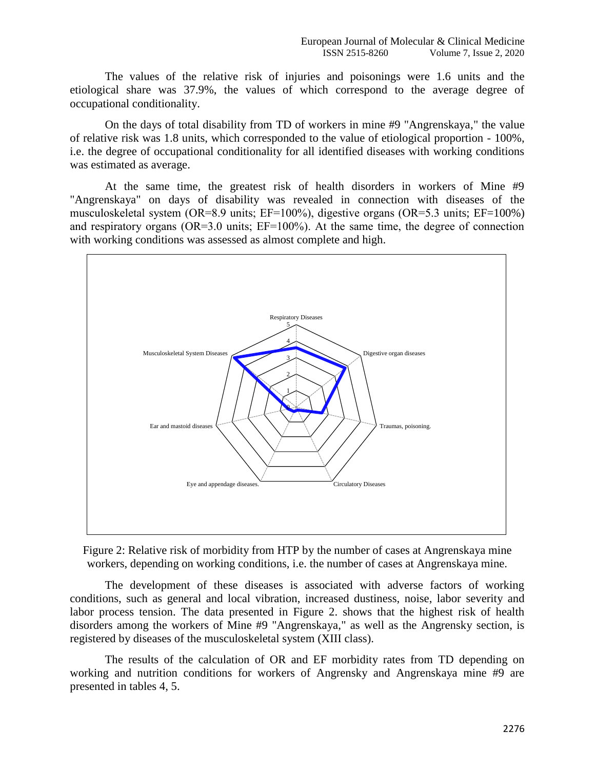The values of the relative risk of injuries and poisonings were 1.6 units and the etiological share was 37.9%, the values of which correspond to the average degree of occupational conditionality.

On the days of total disability from TD of workers in mine #9 "Angrenskaya," the value of relative risk was 1.8 units, which corresponded to the value of etiological proportion - 100%, i.e. the degree of occupational conditionality for all identified diseases with working conditions was estimated as average.

At the same time, the greatest risk of health disorders in workers of Mine #9 "Angrenskaya" on days of disability was revealed in connection with diseases of the musculoskeletal system (OR=8.9 units; EF=100%), digestive organs (OR=5.3 units; EF=100%) and respiratory organs (OR=3.0 units; EF=100%). At the same time, the degree of connection with working conditions was assessed as almost complete and high.

Figure 2: Relative risk of morbidity from HTP by the number of cases at Angrenskaya mine workers, depending on working conditions, i.e. the number of cases at Angrenskaya mine.

The development of these diseases is associated with adverse factors of working conditions, such as general and local vibration, increased dustiness, noise, labor severity and labor process tension. The data presented in Figure 2. shows that the highest risk of health disorders among the workers of Mine #9 "Angrenskaya," as well as the Angrensky section, is registered by diseases of the musculoskeletal system (XIII class).

The results of the calculation of OR and EF morbidity rates from TD depending on working and nutrition conditions for workers of Angrensky and Angrenskaya mine #9 are presented in tables 4, 5.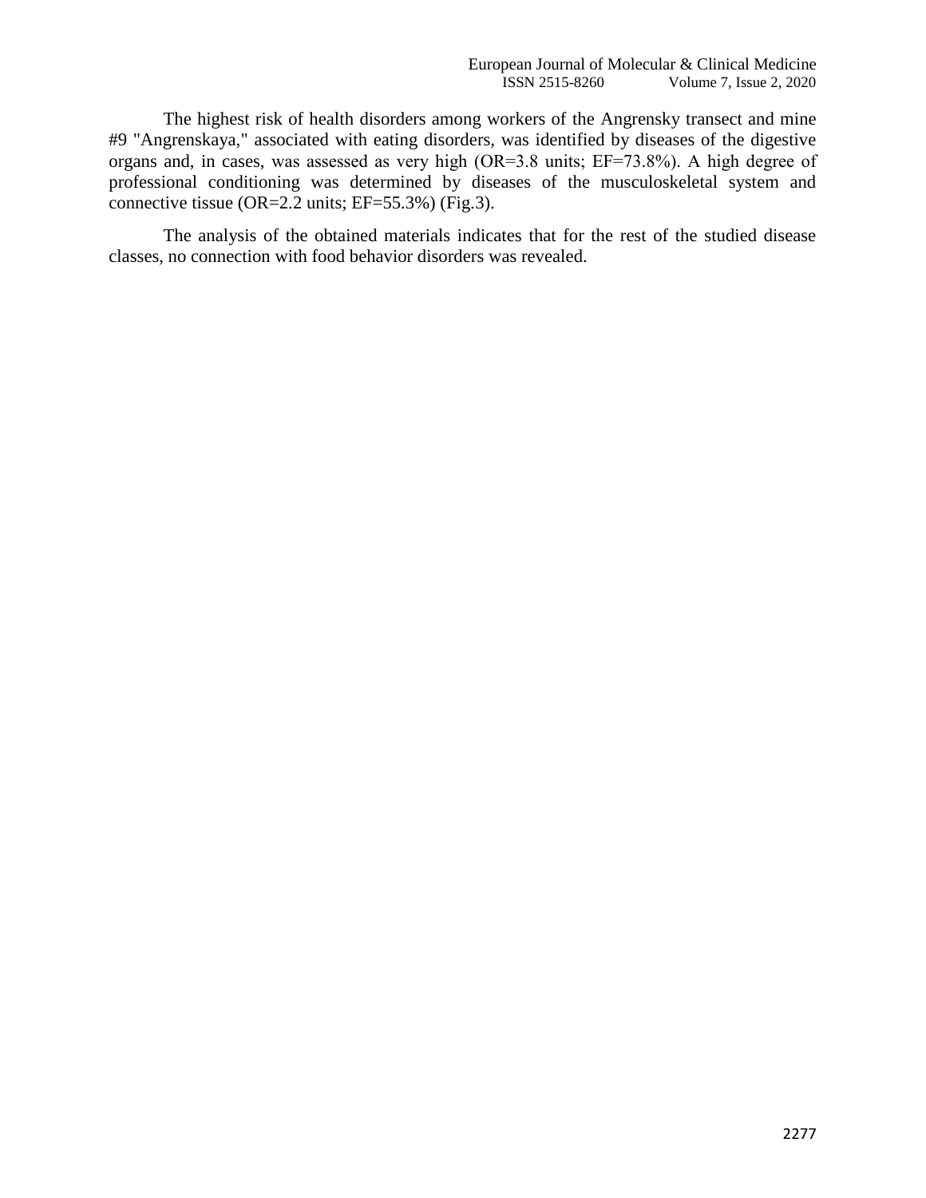The highest risk of health disorders among workers of the Angrensky transect and mine #9 "Angrenskaya," associated with eating disorders, was identified by diseases of the digestive organs and, in cases, was assessed as very high (OR=3.8 units; EF=73.8%). A high degree of professional conditioning was determined by diseases of the musculoskeletal system and connective tissue (OR=2.2 units; EF=55.3%) (Fig.3).

The analysis of the obtained materials indicates that for the rest of the studied disease classes, no connection with food behavior disorders was revealed.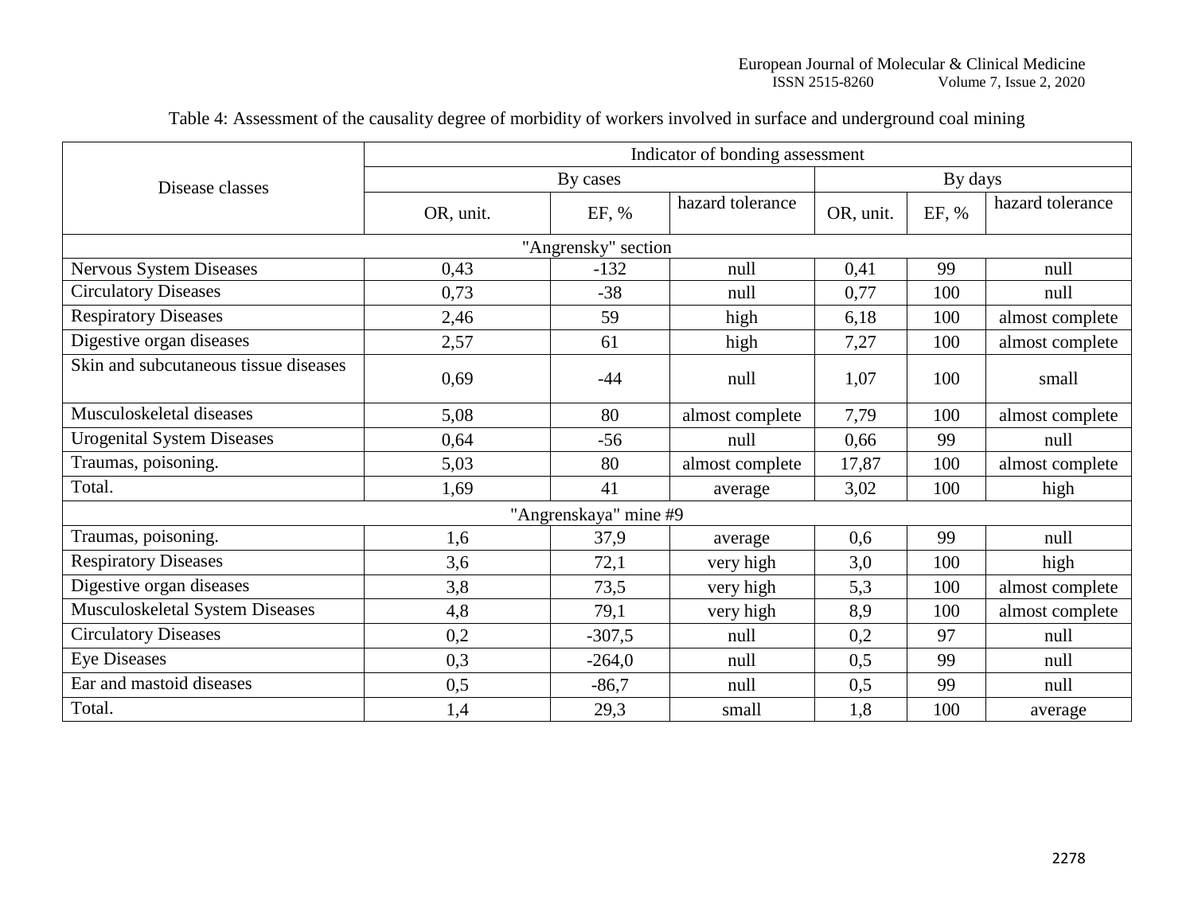Table 4: Assessment of the causality degree of morbidity of workers involved in surface and underground coal mining

| Disease classes | Indicator of bonding assessment | | | | | |
|---|---|---|---|---|---|---|
| | By cases | | | By days | | |
| | OR, unit. | EF, % | hazard tolerance | OR, unit. | EF, % | hazard tolerance |
| "Angrensky" section | | | | | | |
| Nervous System Diseases | 0,43 | -132 | null | 0,41 | 99 | null |
| Circulatory Diseases | 0,73 | -38 | null | 0,77 | 100 | null |
| Respiratory Diseases | 2,46 | 59 | high | 6,18 | 100 | almost complete |
| Digestive organ diseases | 2,57 | 61 | high | 7,27 | 100 | almost complete |
| Skin and subcutaneous tissue diseases | 0,69 | -44 | null | 1,07 | 100 | small |
| Musculoskeletal diseases | 5,08 | 80 | almost complete | 7,79 | 100 | almost complete |
| Urogenital System Diseases | 0,64 | -56 | null | 0,66 | 99 | null |
| Traumas, poisoning. | 5,03 | 80 | almost complete | 17,87 | 100 | almost complete |
| Total. | 1,69 | 41 | average | 3,02 | 100 | high |
| "Angrenskaya" mine #9 | | | | | | |
| Traumas, poisoning. | 1,6 | 37,9 | average | 0,6 | 99 | null |
| Respiratory Diseases | 3,6 | 72,1 | very high | 3,0 | 100 | high |
| Digestive organ diseases | 3,8 | 73,5 | very high | 5,3 | 100 | almost complete |
| Musculoskeletal System Diseases | 4,8 | 79,1 | very high | 8,9 | 100 | almost complete |
| Circulatory Diseases | 0,2 | -307,5 | null | 0,2 | 97 | null |
| Eye Diseases | 0,3 | -264,0 | null | 0,5 | 99 | null |
| Ear and mastoid diseases | 0,5 | -86,7 | null | 0,5 | 99 | null |
| Total. | 1,4 | 29,3 | small | 1,8 | 100 | average |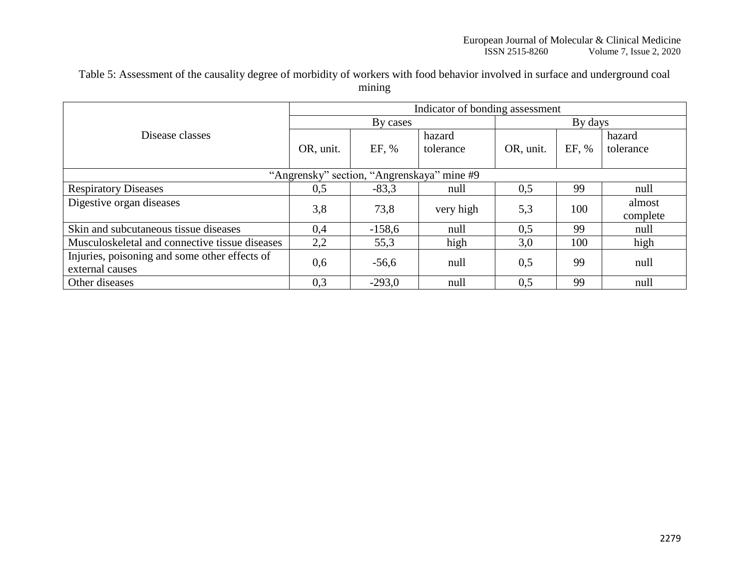Table 5: Assessment of the causality degree of morbidity of workers with food behavior involved in surface and underground coal mining

| Disease classes | Indicator of bonding assessment | | | | | |
|---|---|---|---|---|---|---|
| | By cases | | | By days | | |
| | OR, unit. | EF, % | hazard tolerance | OR, unit. | EF, % | hazard tolerance |
| "Angrensky" section, "Angrenskaya" mine #9 | | | | | | |
| Respiratory Diseases | 0,5 | -83,3 | null | 0,5 | 99 | null |
| Digestive organ diseases | 3,8 | 73,8 | very high | 5,3 | 100 | almost complete |
| Skin and subcutaneous tissue diseases | 0,4 | -158,6 | null | 0,5 | 99 | null |
| Musculoskeletal and connective tissue diseases | 2,2 | 55,3 | high | 3,0 | 100 | high |
| Injuries, poisoning and some other effects of external causes | 0,6 | -56,6 | null | 0,5 | 99 | null |
| Other diseases | 0,3 | -293,0 | null | 0,5 | 99 | null |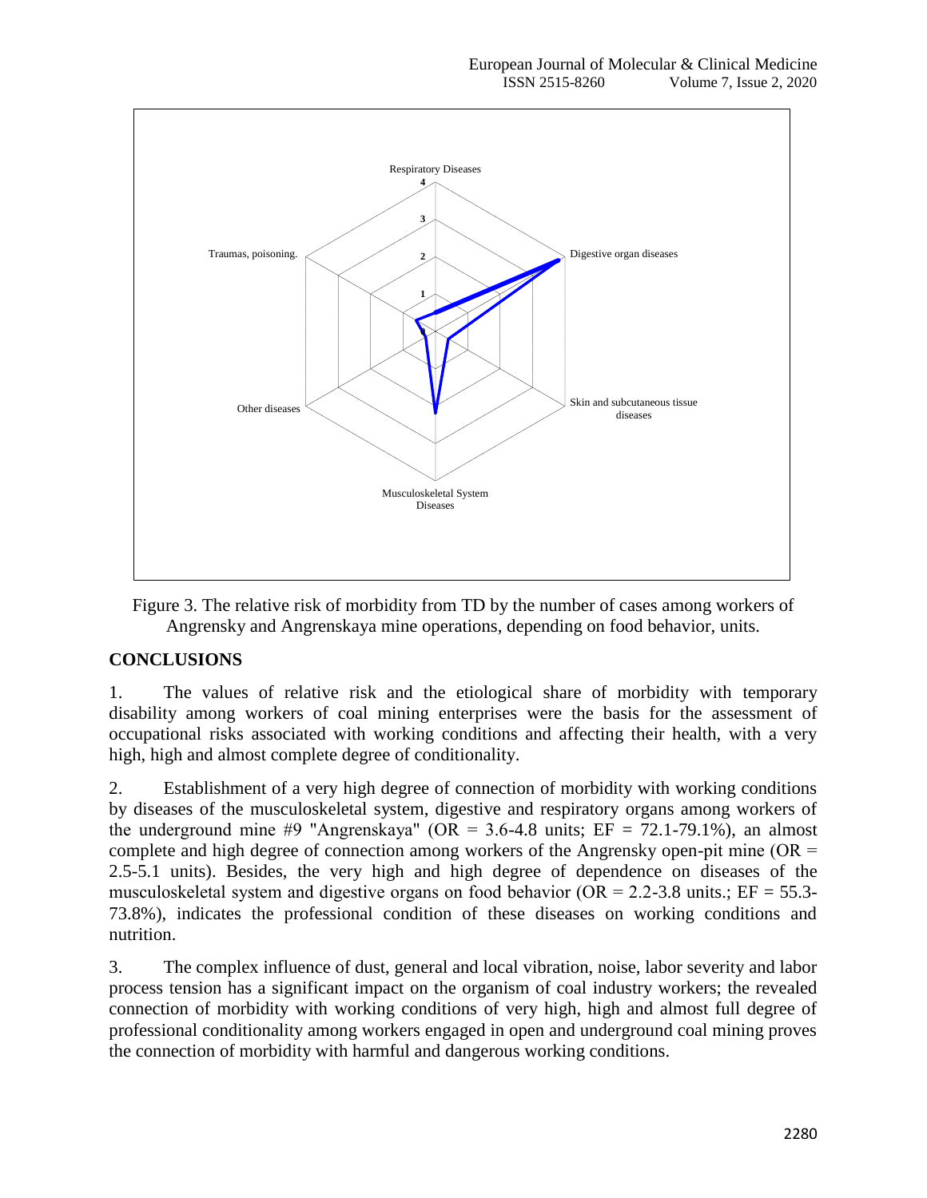Figure 3. The relative risk of morbidity from TD by the number of cases among workers of Angrensky and Angrenskaya mine operations, depending on food behavior, units.

## CONCLUSIONS

1. The values of relative risk and the etiological share of morbidity with temporary disability among workers of coal mining enterprises were the basis for the assessment of occupational risks associated with working conditions and affecting their health, with a very high, high and almost complete degree of conditionality.

2. Establishment of a very high degree of connection of morbidity with working conditions by diseases of the musculoskeletal system, digestive and respiratory organs among workers of the underground mine #9 "Angrenskaya" (OR = 3.6-4.8 units; EF = 72.1-79.1%), an almost complete and high degree of connection among workers of the Angrensky open-pit mine (OR = 2.5-5.1 units). Besides, the very high and high degree of dependence on diseases of the musculoskeletal system and digestive organs on food behavior (OR = 2.2-3.8 units.; EF = 55.3-73.8%), indicates the professional condition of these diseases on working conditions and nutrition.

3. The complex influence of dust, general and local vibration, noise, labor severity and labor process tension has a significant impact on the organism of coal industry workers; the revealed connection of morbidity with working conditions of very high, high and almost full degree of professional conditionality among workers engaged in open and underground coal mining proves the connection of morbidity with harmful and dangerous working conditions.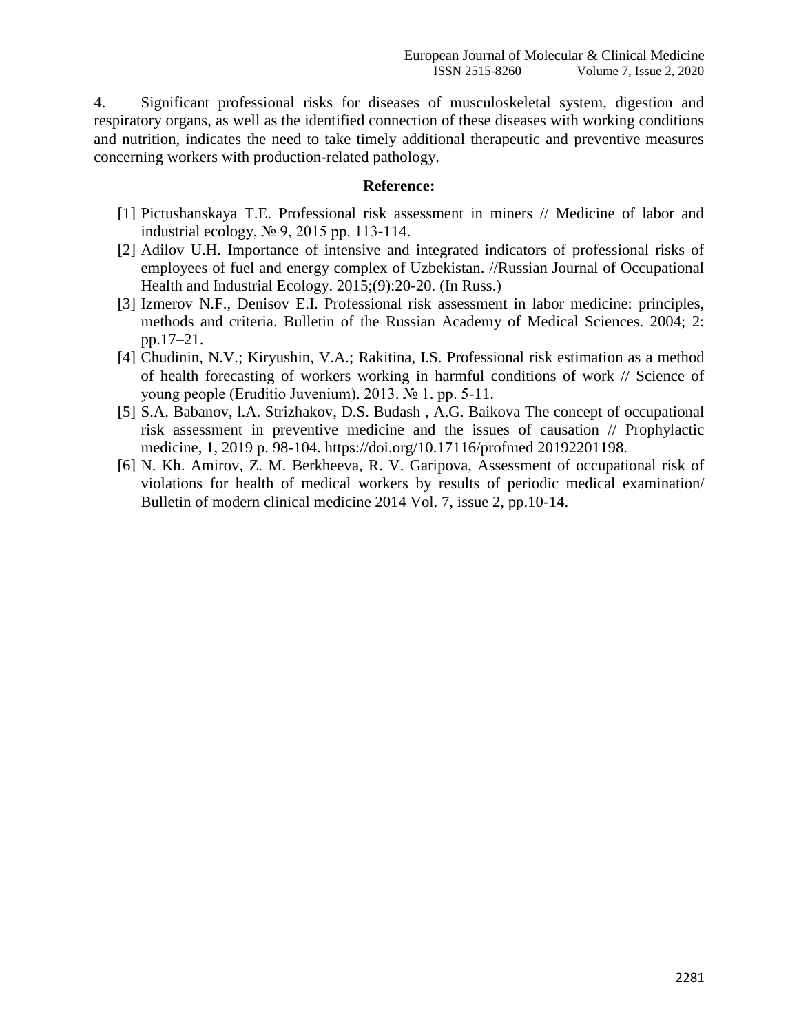4. Significant professional risks for diseases of musculoskeletal system, digestion and respiratory organs, as well as the identified connection of these diseases with working conditions and nutrition, indicates the need to take timely additional therapeutic and preventive measures concerning workers with production-related pathology.

## Reference:

[1] Pictushanskaya T.E. Professional risk assessment in miners // Medicine of labor and industrial ecology, № 9, 2015 pp. 113-114.

[2] Adilov U.H. Importance of intensive and integrated indicators of professional risks of employees of fuel and energy complex of Uzbekistan. //Russian Journal of Occupational Health and Industrial Ecology. 2015;(9):20-20. (In Russ.)

[3] Izmerov N.F., Denisov E.I. Professional risk assessment in labor medicine: principles, methods and criteria. Bulletin of the Russian Academy of Medical Sciences. 2004; 2: pp.17–21.

[4] Chudinin, N.V.; Kiryushin, V.A.; Rakitina, I.S. Professional risk estimation as a method of health forecasting of workers working in harmful conditions of work // Science of young people (Eruditio Juvenium). 2013. № 1. pp. 5-11.

[5] S.A. Babanov, l.A. Strizhakov, D.S. Budash , A.G. Baikova The concept of occupational risk assessment in preventive medicine and the issues of causation // Prophylactic medicine, 1, 2019 p. 98-104. https://doi.org/10.17116/profmed 20192201198.

[6] N. Kh. Amirov, Z. M. Berkheeva, R. V. Garipova, Assessment of occupational risk of violations for health of medical workers by results of periodic medical examination/ Bulletin of modern clinical medicine 2014 Vol. 7, issue 2, pp.10-14.